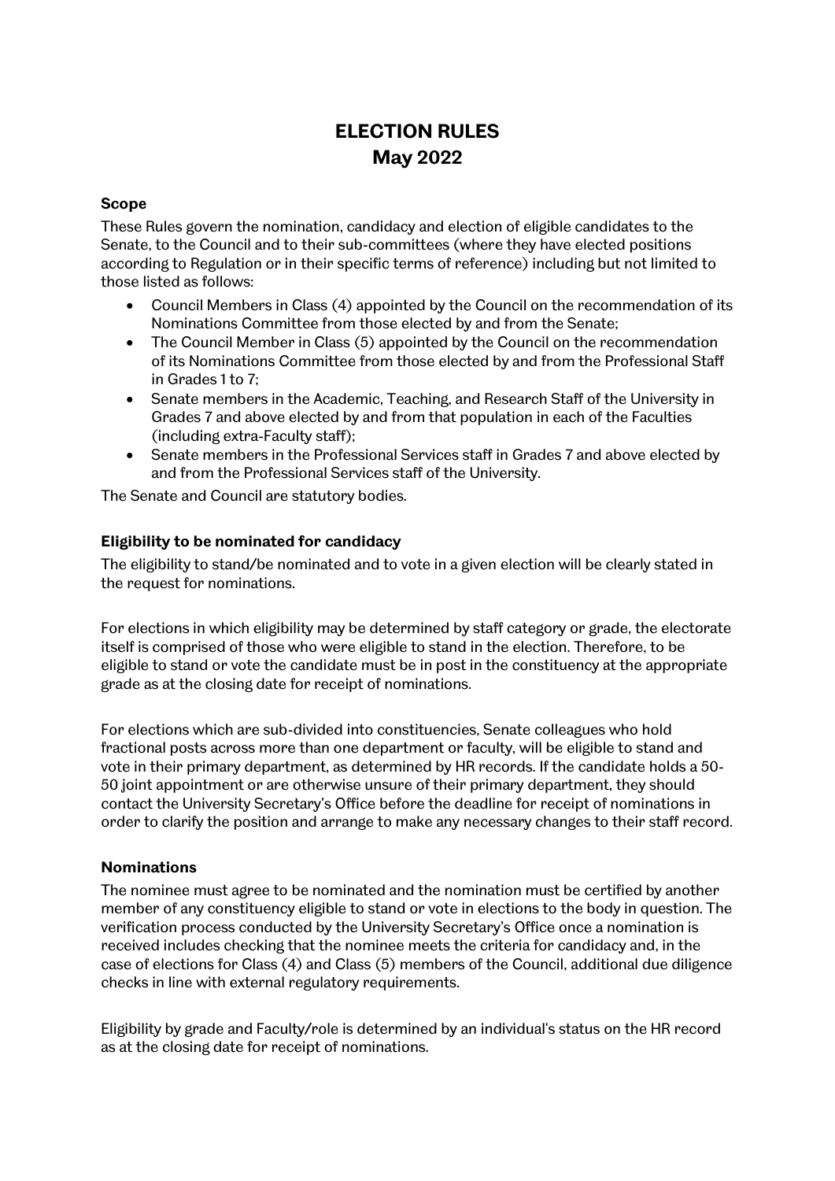# ELECTION RULES
# May 2022

### Scope

These Rules govern the nomination, candidacy and election of eligible candidates to the Senate, to the Council and to their sub-committees (where they have elected positions according to Regulation or in their specific terms of reference) including but not limited to those listed as follows:

- Council Members in Class (4) appointed by the Council on the recommendation of its Nominations Committee from those elected by and from the Senate;
- The Council Member in Class (5) appointed by the Council on the recommendation of its Nominations Committee from those elected by and from the Professional Staff in Grades 1 to 7;
- Senate members in the Academic, Teaching, and Research Staff of the University in Grades 7 and above elected by and from that population in each of the Faculties (including extra-Faculty staff);
- Senate members in the Professional Services staff in Grades 7 and above elected by and from the Professional Services staff of the University.

The Senate and Council are statutory bodies.

### Eligibility to be nominated for candidacy

The eligibility to stand/be nominated and to vote in a given election will be clearly stated in the request for nominations.

For elections in which eligibility may be determined by staff category or grade, the electorate itself is comprised of those who were eligible to stand in the election. Therefore, to be eligible to stand or vote the candidate must be in post in the constituency at the appropriate grade as at the closing date for receipt of nominations.

For elections which are sub-divided into constituencies, Senate colleagues who hold fractional posts across more than one department or faculty, will be eligible to stand and vote in their primary department, as determined by HR records. If the candidate holds a 50-50 joint appointment or are otherwise unsure of their primary department, they should contact the University Secretary's Office before the deadline for receipt of nominations in order to clarify the position and arrange to make any necessary changes to their staff record.

### Nominations

The nominee must agree to be nominated and the nomination must be certified by another member of any constituency eligible to stand or vote in elections to the body in question. The verification process conducted by the University Secretary's Office once a nomination is received includes checking that the nominee meets the criteria for candidacy and, in the case of elections for Class (4) and Class (5) members of the Council, additional due diligence checks in line with external regulatory requirements.

Eligibility by grade and Faculty/role is determined by an individual's status on the HR record as at the closing date for receipt of nominations.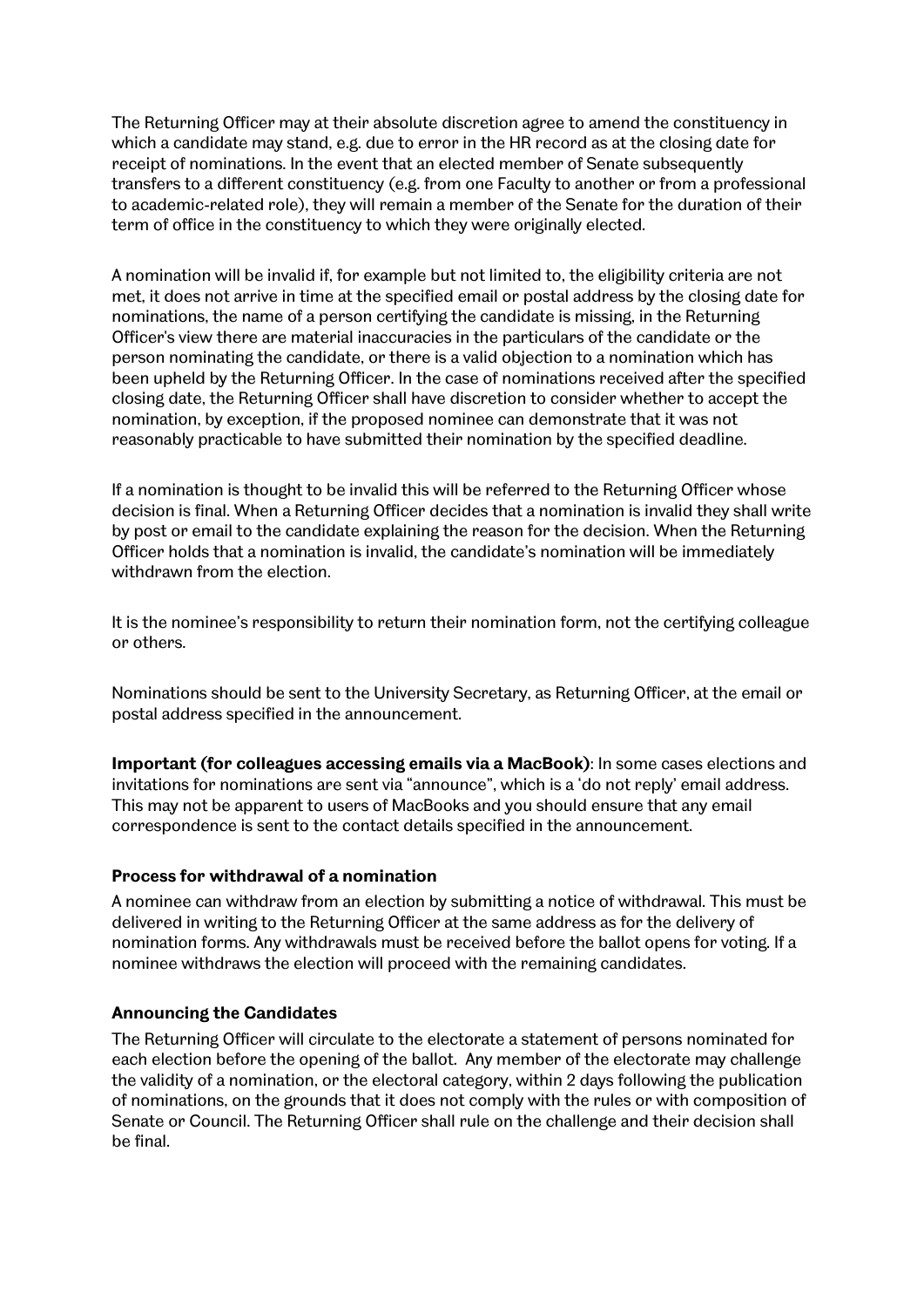The Returning Officer may at their absolute discretion agree to amend the constituency in which a candidate may stand, e.g. due to error in the HR record as at the closing date for receipt of nominations. In the event that an elected member of Senate subsequently transfers to a different constituency (e.g. from one Faculty to another or from a professional to academic-related role), they will remain a member of the Senate for the duration of their term of office in the constituency to which they were originally elected.

A nomination will be invalid if, for example but not limited to, the eligibility criteria are not met, it does not arrive in time at the specified email or postal address by the closing date for nominations, the name of a person certifying the candidate is missing, in the Returning Officer's view there are material inaccuracies in the particulars of the candidate or the person nominating the candidate, or there is a valid objection to a nomination which has been upheld by the Returning Officer. In the case of nominations received after the specified closing date, the Returning Officer shall have discretion to consider whether to accept the nomination, by exception, if the proposed nominee can demonstrate that it was not reasonably practicable to have submitted their nomination by the specified deadline.

If a nomination is thought to be invalid this will be referred to the Returning Officer whose decision is final. When a Returning Officer decides that a nomination is invalid they shall write by post or email to the candidate explaining the reason for the decision. When the Returning Officer holds that a nomination is invalid, the candidate's nomination will be immediately withdrawn from the election.

It is the nominee's responsibility to return their nomination form, not the certifying colleague or others.

Nominations should be sent to the University Secretary, as Returning Officer, at the email or postal address specified in the announcement.

**Important (for colleagues accessing emails via a MacBook)**: In some cases elections and invitations for nominations are sent via "announce", which is a 'do not reply' email address. This may not be apparent to users of MacBooks and you should ensure that any email correspondence is sent to the contact details specified in the announcement.

### Process for withdrawal of a nomination

A nominee can withdraw from an election by submitting a notice of withdrawal. This must be delivered in writing to the Returning Officer at the same address as for the delivery of nomination forms. Any withdrawals must be received before the ballot opens for voting. If a nominee withdraws the election will proceed with the remaining candidates.

### Announcing the Candidates

The Returning Officer will circulate to the electorate a statement of persons nominated for each election before the opening of the ballot. Any member of the electorate may challenge the validity of a nomination, or the electoral category, within 2 days following the publication of nominations, on the grounds that it does not comply with the rules or with composition of Senate or Council. The Returning Officer shall rule on the challenge and their decision shall be final.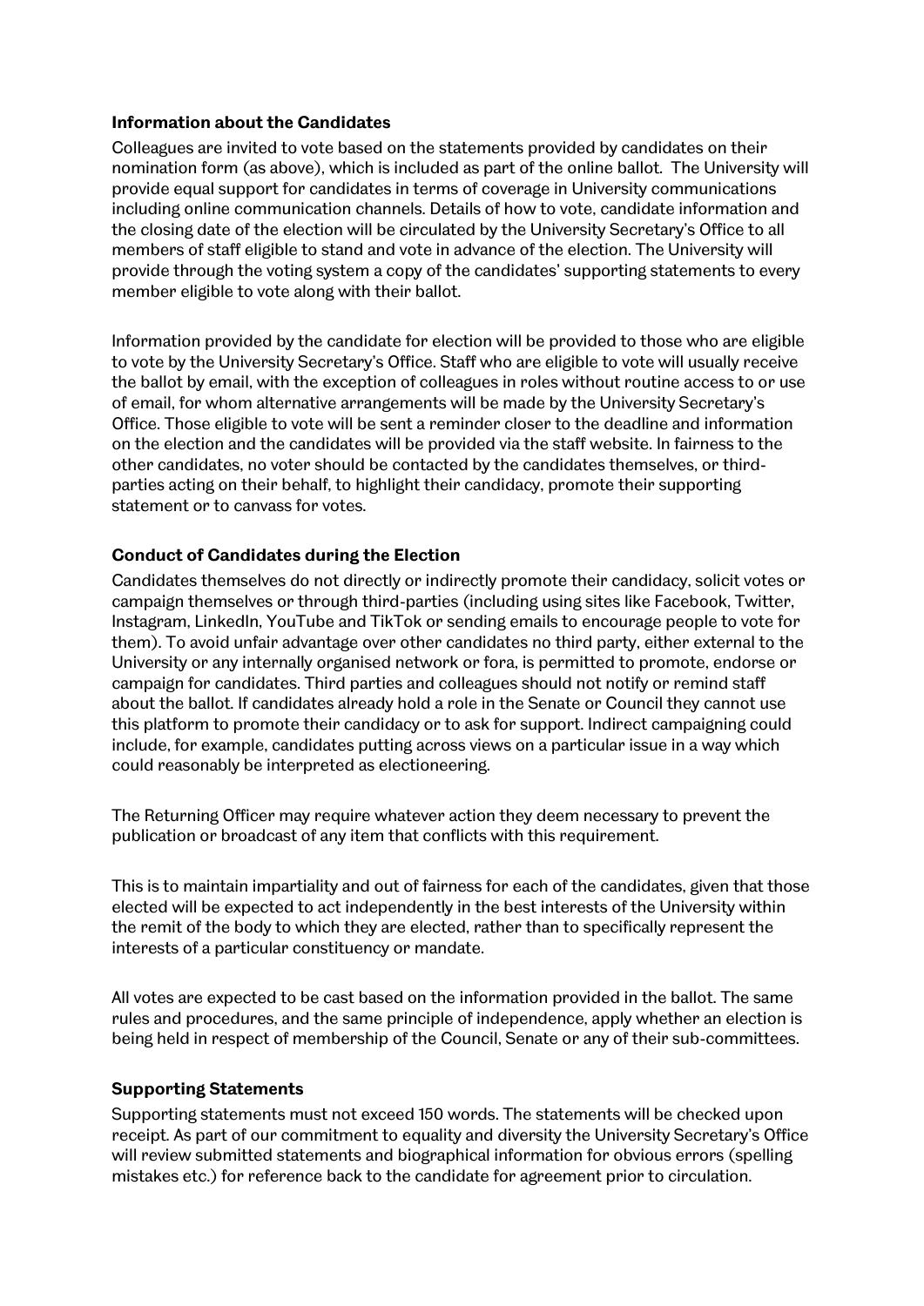### Information about the Candidates

Colleagues are invited to vote based on the statements provided by candidates on their nomination form (as above), which is included as part of the online ballot. The University will provide equal support for candidates in terms of coverage in University communications including online communication channels. Details of how to vote, candidate information and the closing date of the election will be circulated by the University Secretary's Office to all members of staff eligible to stand and vote in advance of the election. The University will provide through the voting system a copy of the candidates' supporting statements to every member eligible to vote along with their ballot.

Information provided by the candidate for election will be provided to those who are eligible to vote by the University Secretary's Office. Staff who are eligible to vote will usually receive the ballot by email, with the exception of colleagues in roles without routine access to or use of email, for whom alternative arrangements will be made by the University Secretary's Office. Those eligible to vote will be sent a reminder closer to the deadline and information on the election and the candidates will be provided via the staff website. In fairness to the other candidates, no voter should be contacted by the candidates themselves, or third-parties acting on their behalf, to highlight their candidacy, promote their supporting statement or to canvass for votes.

### Conduct of Candidates during the Election

Candidates themselves do not directly or indirectly promote their candidacy, solicit votes or campaign themselves or through third-parties (including using sites like Facebook, Twitter, Instagram, LinkedIn, YouTube and TikTok or sending emails to encourage people to vote for them). To avoid unfair advantage over other candidates no third party, either external to the University or any internally organised network or fora, is permitted to promote, endorse or campaign for candidates. Third parties and colleagues should not notify or remind staff about the ballot. If candidates already hold a role in the Senate or Council they cannot use this platform to promote their candidacy or to ask for support. Indirect campaigning could include, for example, candidates putting across views on a particular issue in a way which could reasonably be interpreted as electioneering.

The Returning Officer may require whatever action they deem necessary to prevent the publication or broadcast of any item that conflicts with this requirement.

This is to maintain impartiality and out of fairness for each of the candidates, given that those elected will be expected to act independently in the best interests of the University within the remit of the body to which they are elected, rather than to specifically represent the interests of a particular constituency or mandate.

All votes are expected to be cast based on the information provided in the ballot. The same rules and procedures, and the same principle of independence, apply whether an election is being held in respect of membership of the Council, Senate or any of their sub-committees.

### Supporting Statements

Supporting statements must not exceed 150 words. The statements will be checked upon receipt. As part of our commitment to equality and diversity the University Secretary's Office will review submitted statements and biographical information for obvious errors (spelling mistakes etc.) for reference back to the candidate for agreement prior to circulation.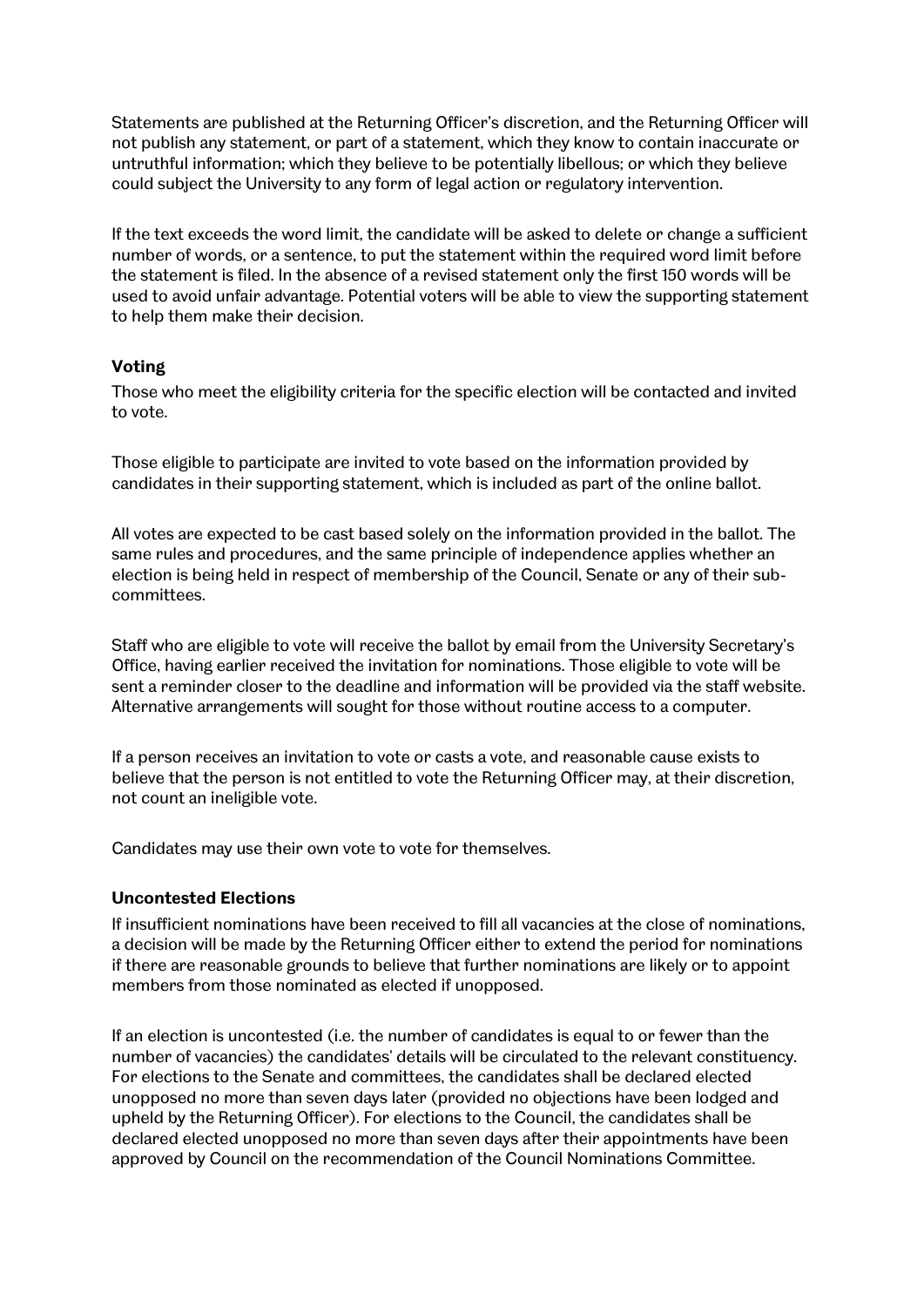Statements are published at the Returning Officer's discretion, and the Returning Officer will not publish any statement, or part of a statement, which they know to contain inaccurate or untruthful information; which they believe to be potentially libellous; or which they believe could subject the University to any form of legal action or regulatory intervention.

If the text exceeds the word limit, the candidate will be asked to delete or change a sufficient number of words, or a sentence, to put the statement within the required word limit before the statement is filed. In the absence of a revised statement only the first 150 words will be used to avoid unfair advantage. Potential voters will be able to view the supporting statement to help them make their decision.

### Voting

Those who meet the eligibility criteria for the specific election will be contacted and invited to vote.

Those eligible to participate are invited to vote based on the information provided by candidates in their supporting statement, which is included as part of the online ballot.

All votes are expected to be cast based solely on the information provided in the ballot. The same rules and procedures, and the same principle of independence applies whether an election is being held in respect of membership of the Council, Senate or any of their sub-committees.

Staff who are eligible to vote will receive the ballot by email from the University Secretary's Office, having earlier received the invitation for nominations. Those eligible to vote will be sent a reminder closer to the deadline and information will be provided via the staff website. Alternative arrangements will sought for those without routine access to a computer.

If a person receives an invitation to vote or casts a vote, and reasonable cause exists to believe that the person is not entitled to vote the Returning Officer may, at their discretion, not count an ineligible vote.

Candidates may use their own vote to vote for themselves.

### Uncontested Elections

If insufficient nominations have been received to fill all vacancies at the close of nominations, a decision will be made by the Returning Officer either to extend the period for nominations if there are reasonable grounds to believe that further nominations are likely or to appoint members from those nominated as elected if unopposed.

If an election is uncontested (i.e. the number of candidates is equal to or fewer than the number of vacancies) the candidates' details will be circulated to the relevant constituency. For elections to the Senate and committees, the candidates shall be declared elected unopposed no more than seven days later (provided no objections have been lodged and upheld by the Returning Officer). For elections to the Council, the candidates shall be declared elected unopposed no more than seven days after their appointments have been approved by Council on the recommendation of the Council Nominations Committee.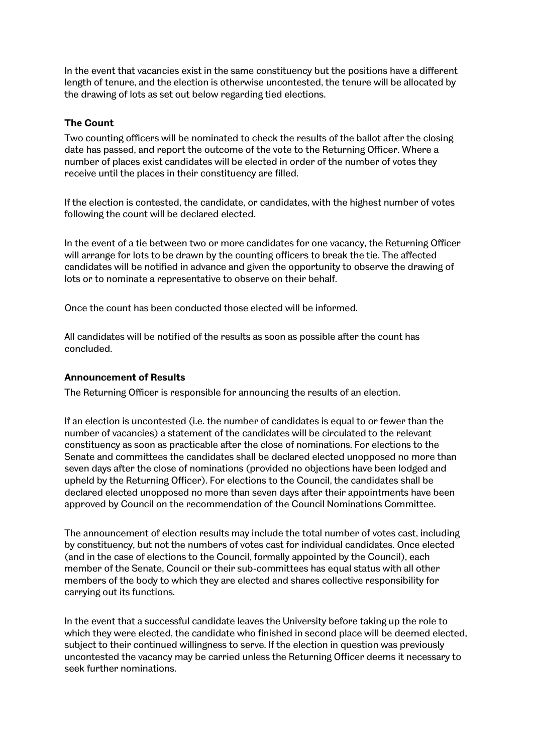In the event that vacancies exist in the same constituency but the positions have a different length of tenure, and the election is otherwise uncontested, the tenure will be allocated by the drawing of lots as set out below regarding tied elections.

### The Count

Two counting officers will be nominated to check the results of the ballot after the closing date has passed, and report the outcome of the vote to the Returning Officer. Where a number of places exist candidates will be elected in order of the number of votes they receive until the places in their constituency are filled.

If the election is contested, the candidate, or candidates, with the highest number of votes following the count will be declared elected.

In the event of a tie between two or more candidates for one vacancy, the Returning Officer will arrange for lots to be drawn by the counting officers to break the tie. The affected candidates will be notified in advance and given the opportunity to observe the drawing of lots or to nominate a representative to observe on their behalf.

Once the count has been conducted those elected will be informed.

All candidates will be notified of the results as soon as possible after the count has concluded.

### Announcement of Results

The Returning Officer is responsible for announcing the results of an election.

If an election is uncontested (i.e. the number of candidates is equal to or fewer than the number of vacancies) a statement of the candidates will be circulated to the relevant constituency as soon as practicable after the close of nominations. For elections to the Senate and committees the candidates shall be declared elected unopposed no more than seven days after the close of nominations (provided no objections have been lodged and upheld by the Returning Officer). For elections to the Council, the candidates shall be declared elected unopposed no more than seven days after their appointments have been approved by Council on the recommendation of the Council Nominations Committee.

The announcement of election results may include the total number of votes cast, including by constituency, but not the numbers of votes cast for individual candidates. Once elected (and in the case of elections to the Council, formally appointed by the Council), each member of the Senate, Council or their sub-committees has equal status with all other members of the body to which they are elected and shares collective responsibility for carrying out its functions.

In the event that a successful candidate leaves the University before taking up the role to which they were elected, the candidate who finished in second place will be deemed elected, subject to their continued willingness to serve. If the election in question was previously uncontested the vacancy may be carried unless the Returning Officer deems it necessary to seek further nominations.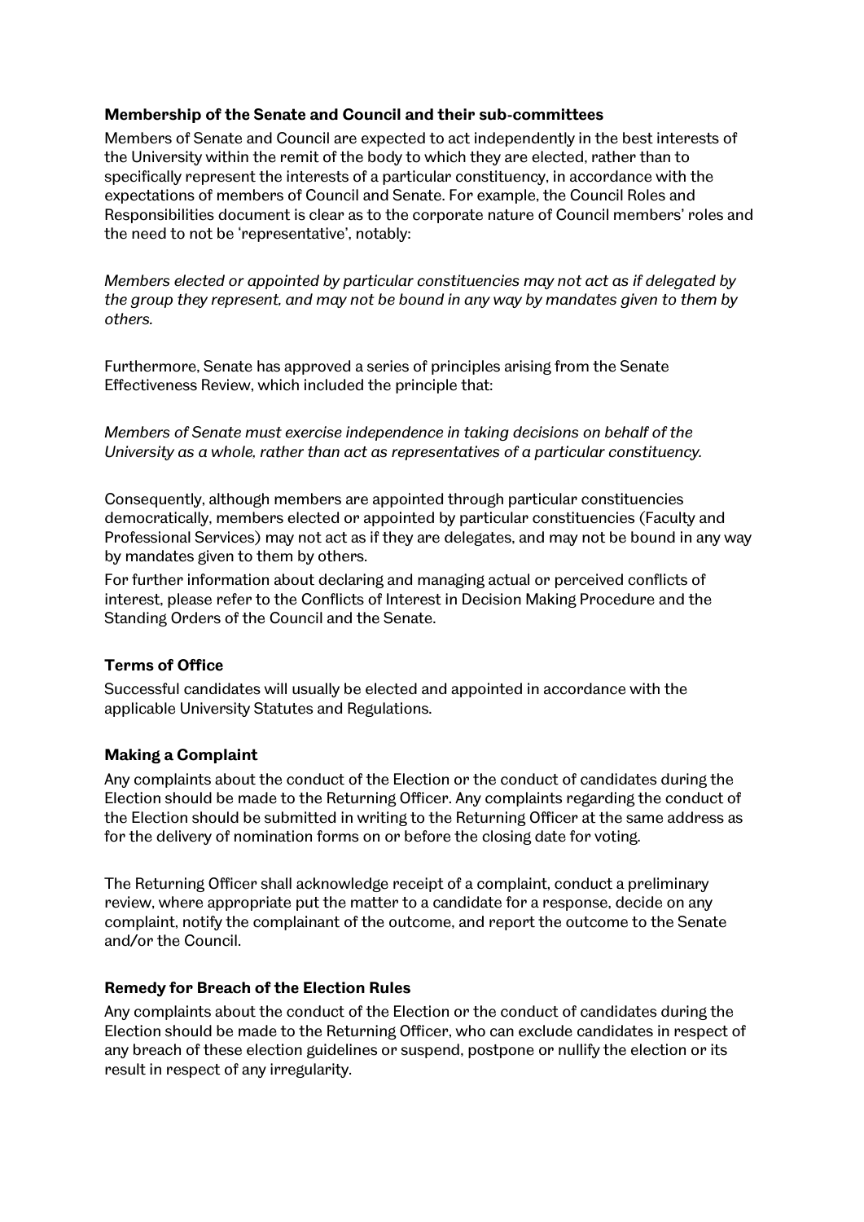**Membership of the Senate and Council and their sub-committees**

Members of Senate and Council are expected to act independently in the best interests of the University within the remit of the body to which they are elected, rather than to specifically represent the interests of a particular constituency, in accordance with the expectations of members of Council and Senate. For example, the Council Roles and Responsibilities document is clear as to the corporate nature of Council members' roles and the need to not be 'representative', notably:

*Members elected or appointed by particular constituencies may not act as if delegated by the group they represent, and may not be bound in any way by mandates given to them by others.*

Furthermore, Senate has approved a series of principles arising from the Senate Effectiveness Review, which included the principle that:

*Members of Senate must exercise independence in taking decisions on behalf of the University as a whole, rather than act as representatives of a particular constituency.*

Consequently, although members are appointed through particular constituencies democratically, members elected or appointed by particular constituencies (Faculty and Professional Services) may not act as if they are delegates, and may not be bound in any way by mandates given to them by others.

For further information about declaring and managing actual or perceived conflicts of interest, please refer to the Conflicts of Interest in Decision Making Procedure and the Standing Orders of the Council and the Senate.

**Terms of Office**

Successful candidates will usually be elected and appointed in accordance with the applicable University Statutes and Regulations.

**Making a Complaint**

Any complaints about the conduct of the Election or the conduct of candidates during the Election should be made to the Returning Officer. Any complaints regarding the conduct of the Election should be submitted in writing to the Returning Officer at the same address as for the delivery of nomination forms on or before the closing date for voting.

The Returning Officer shall acknowledge receipt of a complaint, conduct a preliminary review, where appropriate put the matter to a candidate for a response, decide on any complaint, notify the complainant of the outcome, and report the outcome to the Senate and/or the Council.

**Remedy for Breach of the Election Rules**

Any complaints about the conduct of the Election or the conduct of candidates during the Election should be made to the Returning Officer, who can exclude candidates in respect of any breach of these election guidelines or suspend, postpone or nullify the election or its result in respect of any irregularity.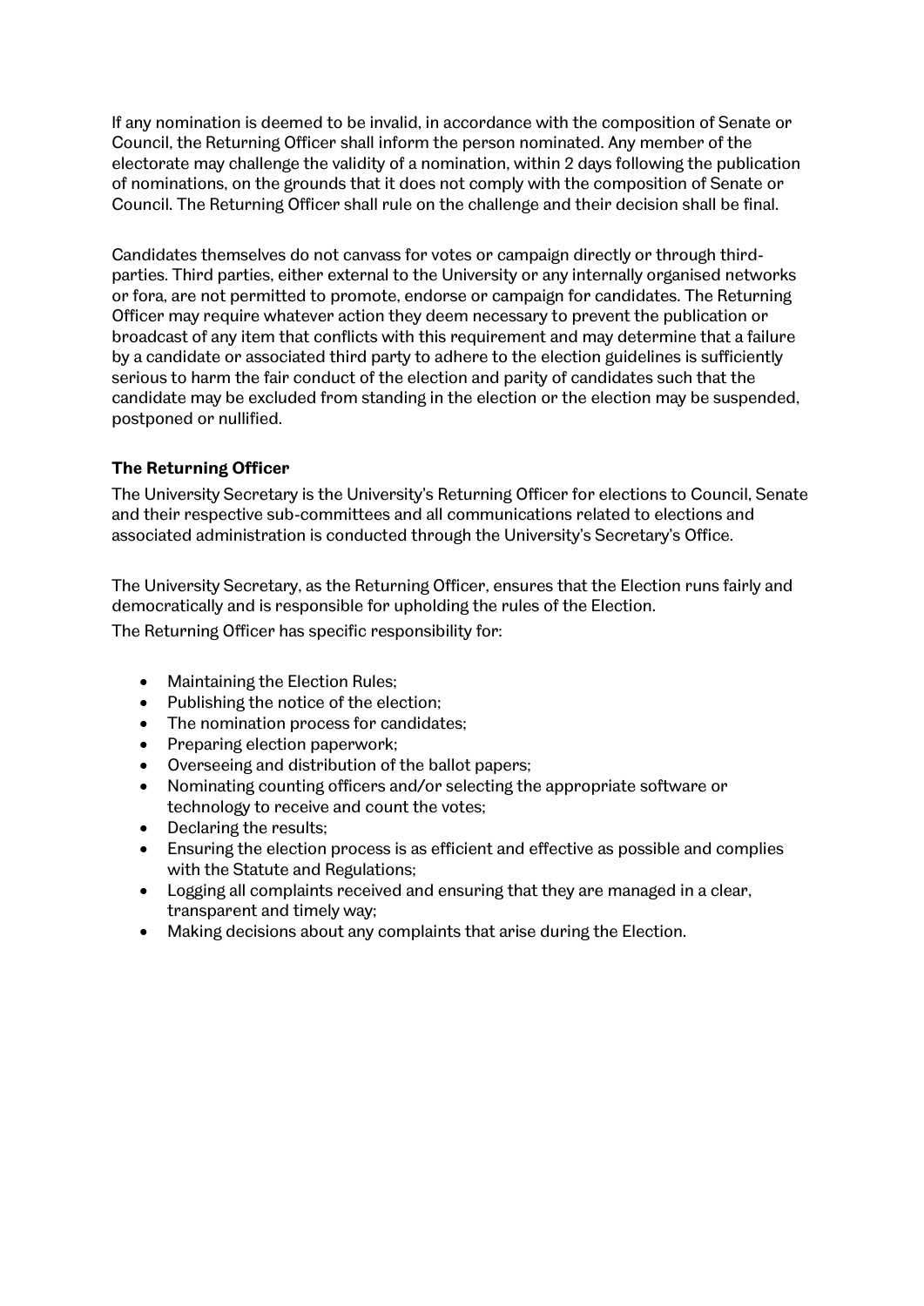If any nomination is deemed to be invalid, in accordance with the composition of Senate or Council, the Returning Officer shall inform the person nominated. Any member of the electorate may challenge the validity of a nomination, within 2 days following the publication of nominations, on the grounds that it does not comply with the composition of Senate or Council. The Returning Officer shall rule on the challenge and their decision shall be final.

Candidates themselves do not canvass for votes or campaign directly or through third-parties. Third parties, either external to the University or any internally organised networks or fora, are not permitted to promote, endorse or campaign for candidates. The Returning Officer may require whatever action they deem necessary to prevent the publication or broadcast of any item that conflicts with this requirement and may determine that a failure by a candidate or associated third party to adhere to the election guidelines is sufficiently serious to harm the fair conduct of the election and parity of candidates such that the candidate may be excluded from standing in the election or the election may be suspended, postponed or nullified.

**The Returning Officer**

The University Secretary is the University's Returning Officer for elections to Council, Senate and their respective sub-committees and all communications related to elections and associated administration is conducted through the University's Secretary's Office.

The University Secretary, as the Returning Officer, ensures that the Election runs fairly and democratically and is responsible for upholding the rules of the Election.

The Returning Officer has specific responsibility for:

- Maintaining the Election Rules;
- Publishing the notice of the election;
- The nomination process for candidates;
- Preparing election paperwork;
- Overseeing and distribution of the ballot papers;
- Nominating counting officers and/or selecting the appropriate software or technology to receive and count the votes;
- Declaring the results;
- Ensuring the election process is as efficient and effective as possible and complies with the Statute and Regulations;
- Logging all complaints received and ensuring that they are managed in a clear, transparent and timely way;
- Making decisions about any complaints that arise during the Election.